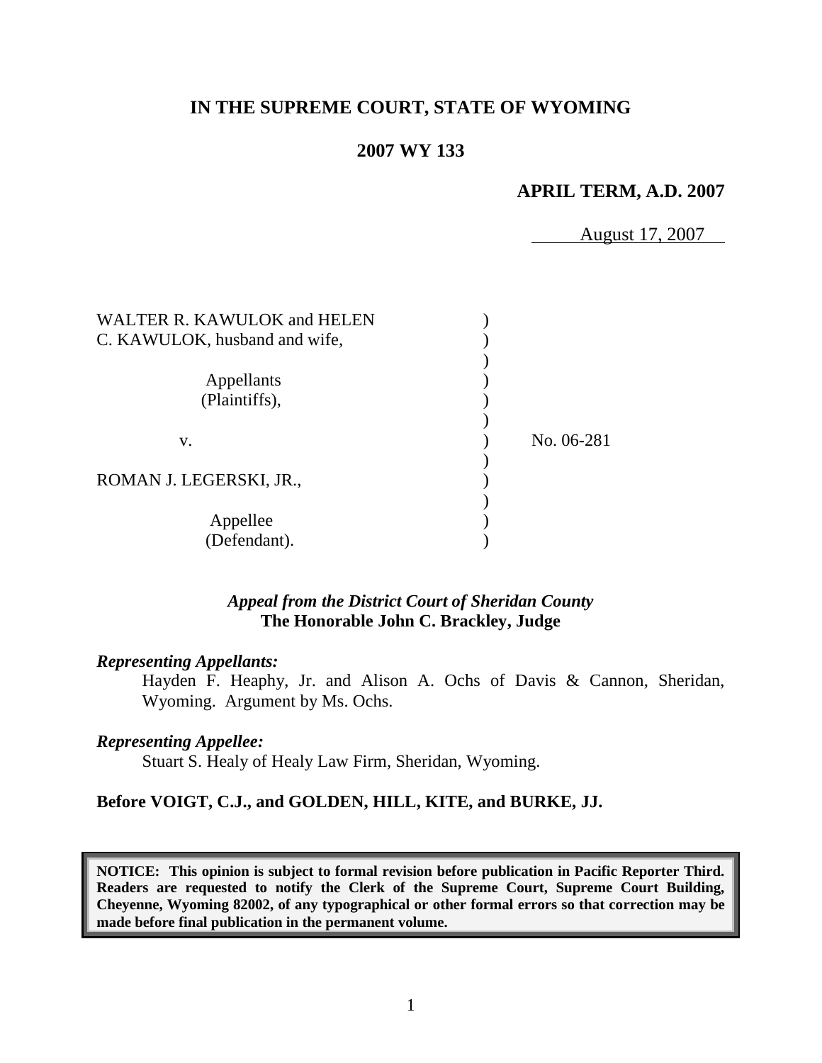# IN THE SUPREME COURT, STATE OF WYOMING

## 2007 WY 133

### APRIL TERM, A.D. 2007

August 17, 2007

WALTER R. KAWULOK and HELEN C. KAWULOK, husband and wife,

Appellants (Plaintiffs),

v.

ROMAN J. LEGERSKI, JR.,

Appellee (Defendant).

No. 06-281

***Appeal from the District Court of Sheridan County***
**The Honorable John C. Brackley, Judge**

***Representing Appellants:***

Hayden F. Heaphy, Jr. and Alison A. Ochs of Davis & Cannon, Sheridan, Wyoming. Argument by Ms. Ochs.

***Representing Appellee:***

Stuart S. Healy of Healy Law Firm, Sheridan, Wyoming.

**Before VOIGT, C.J., and GOLDEN, HILL, KITE, and BURKE, JJ.**

**NOTICE: This opinion is subject to formal revision before publication in Pacific Reporter Third. Readers are requested to notify the Clerk of the Supreme Court, Supreme Court Building, Cheyenne, Wyoming 82002, of any typographical or other formal errors so that correction may be made before final publication in the permanent volume.**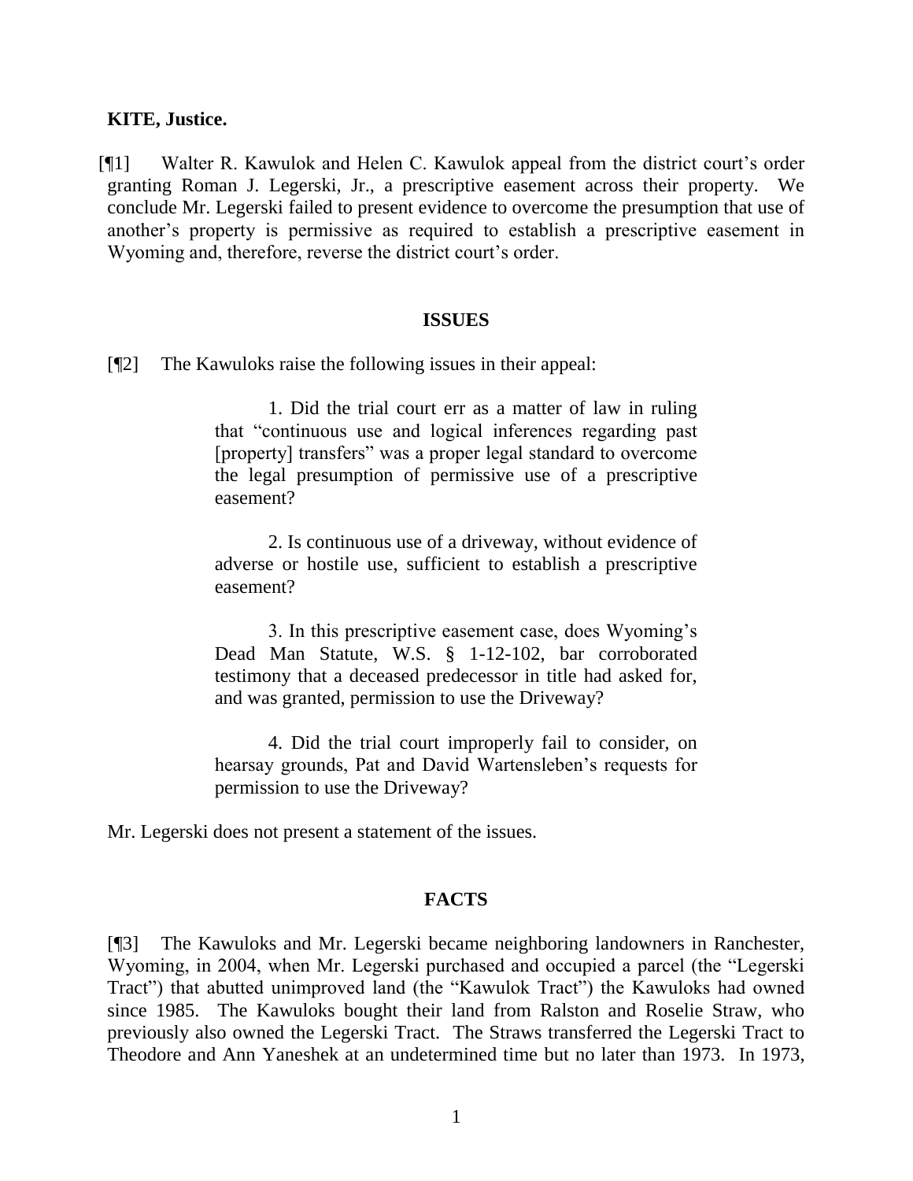**KITE, Justice.**

[¶1] Walter R. Kawulok and Helen C. Kawulok appeal from the district court's order granting Roman J. Legerski, Jr., a prescriptive easement across their property. We conclude Mr. Legerski failed to present evidence to overcome the presumption that use of another's property is permissive as required to establish a prescriptive easement in Wyoming and, therefore, reverse the district court's order.

## ISSUES

[¶2] The Kawuloks raise the following issues in their appeal:

> 1. Did the trial court err as a matter of law in ruling that "continuous use and logical inferences regarding past [property] transfers" was a proper legal standard to overcome the legal presumption of permissive use of a prescriptive easement?
>
> 2. Is continuous use of a driveway, without evidence of adverse or hostile use, sufficient to establish a prescriptive easement?
>
> 3. In this prescriptive easement case, does Wyoming's Dead Man Statute, W.S. § 1-12-102, bar corroborated testimony that a deceased predecessor in title had asked for, and was granted, permission to use the Driveway?
>
> 4. Did the trial court improperly fail to consider, on hearsay grounds, Pat and David Wartensleben's requests for permission to use the Driveway?

Mr. Legerski does not present a statement of the issues.

## FACTS

[¶3] The Kawuloks and Mr. Legerski became neighboring landowners in Ranchester, Wyoming, in 2004, when Mr. Legerski purchased and occupied a parcel (the "Legerski Tract") that abutted unimproved land (the "Kawulok Tract") the Kawuloks had owned since 1985. The Kawuloks bought their land from Ralston and Roselie Straw, who previously also owned the Legerski Tract. The Straws transferred the Legerski Tract to Theodore and Ann Yaneshek at an undetermined time but no later than 1973. In 1973,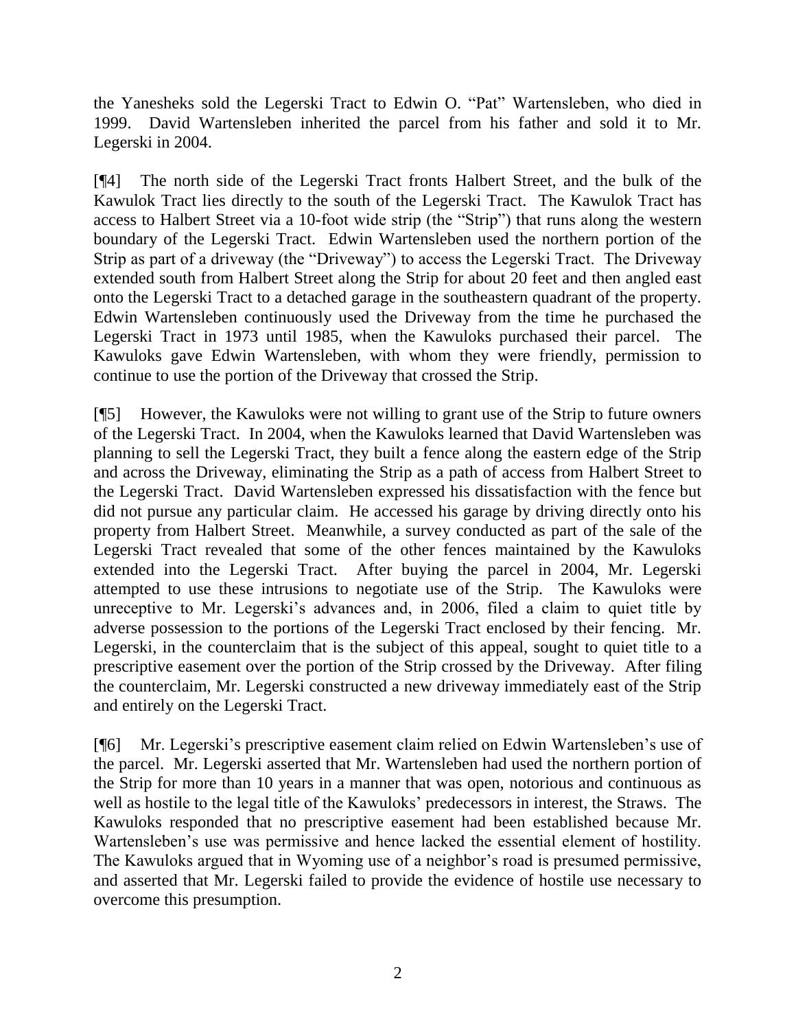the Yanesheks sold the Legerski Tract to Edwin O. "Pat" Wartensleben, who died in 1999. David Wartensleben inherited the parcel from his father and sold it to Mr. Legerski in 2004.

[¶4] The north side of the Legerski Tract fronts Halbert Street, and the bulk of the Kawulok Tract lies directly to the south of the Legerski Tract. The Kawulok Tract has access to Halbert Street via a 10-foot wide strip (the "Strip") that runs along the western boundary of the Legerski Tract. Edwin Wartensleben used the northern portion of the Strip as part of a driveway (the "Driveway") to access the Legerski Tract. The Driveway extended south from Halbert Street along the Strip for about 20 feet and then angled east onto the Legerski Tract to a detached garage in the southeastern quadrant of the property. Edwin Wartensleben continuously used the Driveway from the time he purchased the Legerski Tract in 1973 until 1985, when the Kawuloks purchased their parcel. The Kawuloks gave Edwin Wartensleben, with whom they were friendly, permission to continue to use the portion of the Driveway that crossed the Strip.

[¶5] However, the Kawuloks were not willing to grant use of the Strip to future owners of the Legerski Tract. In 2004, when the Kawuloks learned that David Wartensleben was planning to sell the Legerski Tract, they built a fence along the eastern edge of the Strip and across the Driveway, eliminating the Strip as a path of access from Halbert Street to the Legerski Tract. David Wartensleben expressed his dissatisfaction with the fence but did not pursue any particular claim. He accessed his garage by driving directly onto his property from Halbert Street. Meanwhile, a survey conducted as part of the sale of the Legerski Tract revealed that some of the other fences maintained by the Kawuloks extended into the Legerski Tract. After buying the parcel in 2004, Mr. Legerski attempted to use these intrusions to negotiate use of the Strip. The Kawuloks were unreceptive to Mr. Legerski's advances and, in 2006, filed a claim to quiet title by adverse possession to the portions of the Legerski Tract enclosed by their fencing. Mr. Legerski, in the counterclaim that is the subject of this appeal, sought to quiet title to a prescriptive easement over the portion of the Strip crossed by the Driveway. After filing the counterclaim, Mr. Legerski constructed a new driveway immediately east of the Strip and entirely on the Legerski Tract.

[¶6] Mr. Legerski's prescriptive easement claim relied on Edwin Wartensleben's use of the parcel. Mr. Legerski asserted that Mr. Wartensleben had used the northern portion of the Strip for more than 10 years in a manner that was open, notorious and continuous as well as hostile to the legal title of the Kawuloks' predecessors in interest, the Straws. The Kawuloks responded that no prescriptive easement had been established because Mr. Wartensleben's use was permissive and hence lacked the essential element of hostility. The Kawuloks argued that in Wyoming use of a neighbor's road is presumed permissive, and asserted that Mr. Legerski failed to provide the evidence of hostile use necessary to overcome this presumption.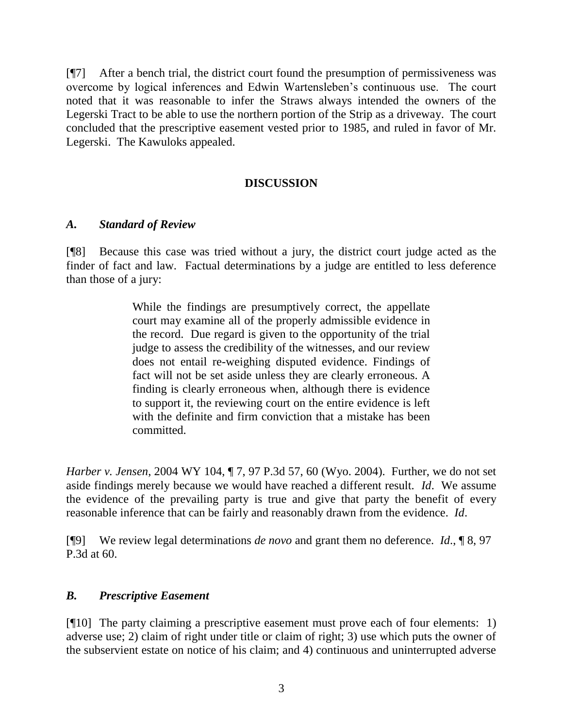[¶7] After a bench trial, the district court found the presumption of permissiveness was overcome by logical inferences and Edwin Wartensleben's continuous use. The court noted that it was reasonable to infer the Straws always intended the owners of the Legerski Tract to be able to use the northern portion of the Strip as a driveway. The court concluded that the prescriptive easement vested prior to 1985, and ruled in favor of Mr. Legerski. The Kawuloks appealed.

## DISCUSSION

### *A. Standard of Review*

[¶8] Because this case was tried without a jury, the district court judge acted as the finder of fact and law. Factual determinations by a judge are entitled to less deference than those of a jury:

> While the findings are presumptively correct, the appellate court may examine all of the properly admissible evidence in the record. Due regard is given to the opportunity of the trial judge to assess the credibility of the witnesses, and our review does not entail re-weighing disputed evidence. Findings of fact will not be set aside unless they are clearly erroneous. A finding is clearly erroneous when, although there is evidence to support it, the reviewing court on the entire evidence is left with the definite and firm conviction that a mistake has been committed.

*Harber v. Jensen*, 2004 WY 104, ¶ 7, 97 P.3d 57, 60 (Wyo. 2004). Further, we do not set aside findings merely because we would have reached a different result. *Id*. We assume the evidence of the prevailing party is true and give that party the benefit of every reasonable inference that can be fairly and reasonably drawn from the evidence. *Id*.

[¶9] We review legal determinations *de novo* and grant them no deference. *Id*., ¶ 8, 97 P.3d at 60.

### *B. Prescriptive Easement*

[¶10] The party claiming a prescriptive easement must prove each of four elements: 1) adverse use; 2) claim of right under title or claim of right; 3) use which puts the owner of the subservient estate on notice of his claim; and 4) continuous and uninterrupted adverse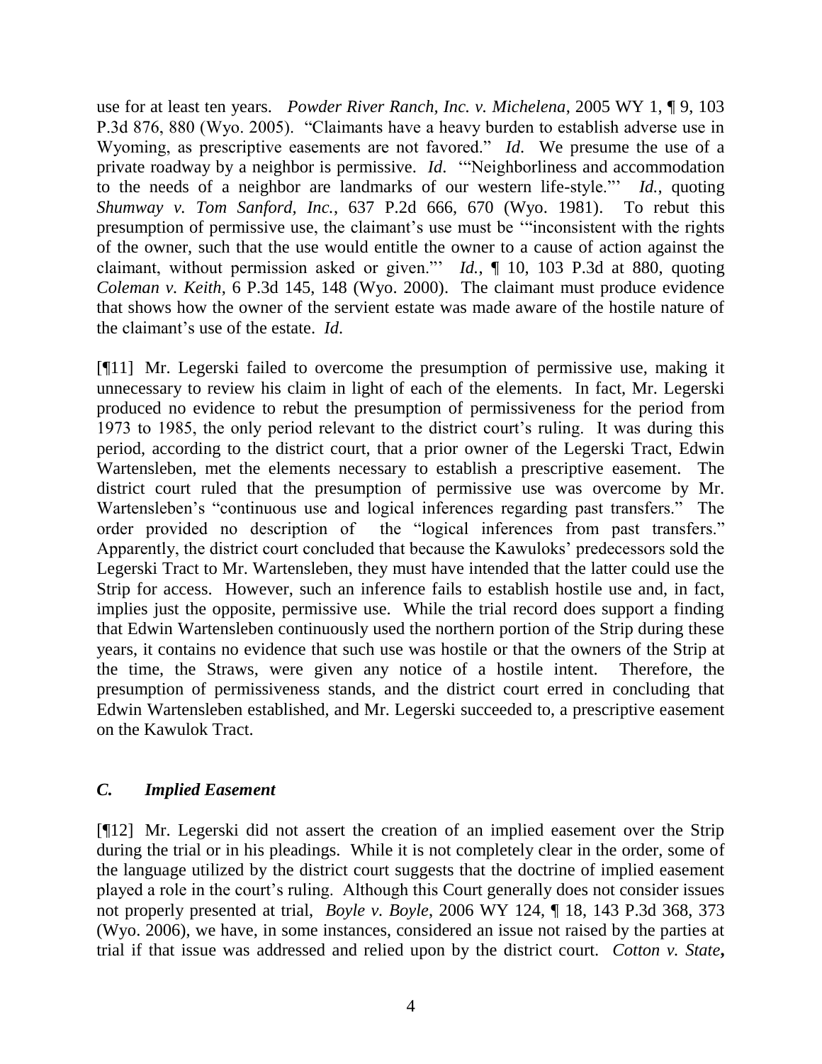use for at least ten years. *Powder River Ranch, Inc. v. Michelena*, 2005 WY 1, ¶ 9, 103 P.3d 876, 880 (Wyo. 2005). "Claimants have a heavy burden to establish adverse use in Wyoming, as prescriptive easements are not favored." *Id*. We presume the use of a private roadway by a neighbor is permissive. *Id*. '"Neighborliness and accommodation to the needs of a neighbor are landmarks of our western life-style."' *Id.*, quoting *Shumway v. Tom Sanford, Inc.*, 637 P.2d 666, 670 (Wyo. 1981). To rebut this presumption of permissive use, the claimant's use must be '"inconsistent with the rights of the owner, such that the use would entitle the owner to a cause of action against the claimant, without permission asked or given."' *Id.*, ¶ 10, 103 P.3d at 880, quoting *Coleman v. Keith*, 6 P.3d 145, 148 (Wyo. 2000). The claimant must produce evidence that shows how the owner of the servient estate was made aware of the hostile nature of the claimant's use of the estate. *Id.*

[¶11] Mr. Legerski failed to overcome the presumption of permissive use, making it unnecessary to review his claim in light of each of the elements. In fact, Mr. Legerski produced no evidence to rebut the presumption of permissiveness for the period from 1973 to 1985, the only period relevant to the district court's ruling. It was during this period, according to the district court, that a prior owner of the Legerski Tract, Edwin Wartensleben, met the elements necessary to establish a prescriptive easement. The district court ruled that the presumption of permissive use was overcome by Mr. Wartensleben's "continuous use and logical inferences regarding past transfers." The order provided no description of the "logical inferences from past transfers." Apparently, the district court concluded that because the Kawuloks' predecessors sold the Legerski Tract to Mr. Wartensleben, they must have intended that the latter could use the Strip for access. However, such an inference fails to establish hostile use and, in fact, implies just the opposite, permissive use. While the trial record does support a finding that Edwin Wartensleben continuously used the northern portion of the Strip during these years, it contains no evidence that such use was hostile or that the owners of the Strip at the time, the Straws, were given any notice of a hostile intent. Therefore, the presumption of permissiveness stands, and the district court erred in concluding that Edwin Wartensleben established, and Mr. Legerski succeeded to, a prescriptive easement on the Kawulok Tract.

### *C. Implied Easement*

[¶12] Mr. Legerski did not assert the creation of an implied easement over the Strip during the trial or in his pleadings. While it is not completely clear in the order, some of the language utilized by the district court suggests that the doctrine of implied easement played a role in the court's ruling. Although this Court generally does not consider issues not properly presented at trial, *Boyle v. Boyle*, 2006 WY 124, ¶ 18, 143 P.3d 368, 373 (Wyo. 2006), we have, in some instances, considered an issue not raised by the parties at trial if that issue was addressed and relied upon by the district court. *Cotton v. State***,**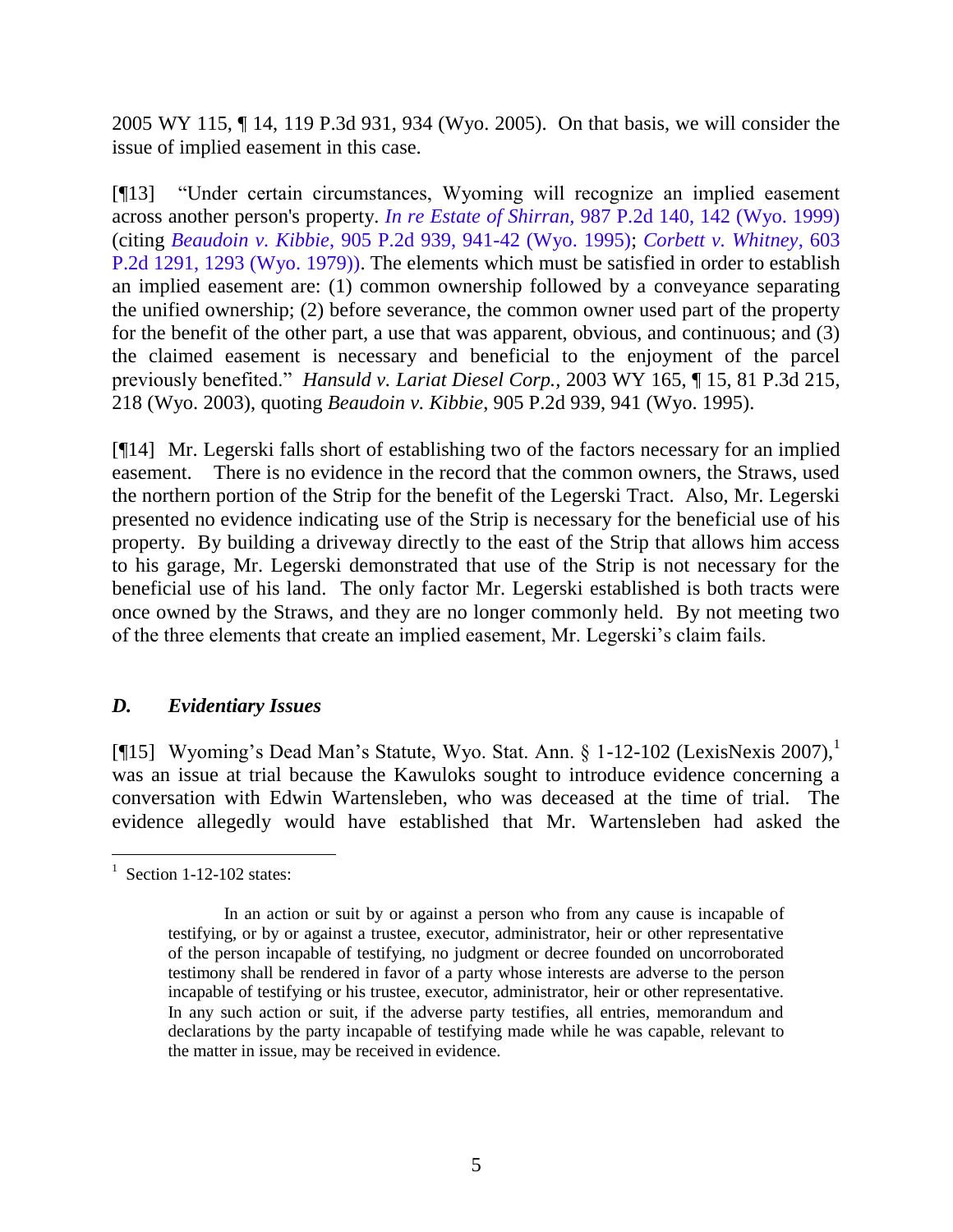2005 WY 115, ¶ 14, 119 P.3d 931, 934 (Wyo. 2005). On that basis, we will consider the issue of implied easement in this case.

[¶13] "Under certain circumstances, Wyoming will recognize an implied easement across another person's property. *In re Estate of Shirran,* 987 P.2d 140, 142 (Wyo. 1999) (citing *Beaudoin v. Kibbie*, 905 P.2d 939, 941-42 (Wyo. 1995); *Corbett v. Whitney*, 603 P.2d 1291, 1293 (Wyo. 1979)). The elements which must be satisfied in order to establish an implied easement are: (1) common ownership followed by a conveyance separating the unified ownership; (2) before severance, the common owner used part of the property for the benefit of the other part, a use that was apparent, obvious, and continuous; and (3) the claimed easement is necessary and beneficial to the enjoyment of the parcel previously benefited." *Hansuld v. Lariat Diesel Corp.*, 2003 WY 165, ¶ 15, 81 P.3d 215, 218 (Wyo. 2003), quoting *Beaudoin v. Kibbie*, 905 P.2d 939, 941 (Wyo. 1995).

[¶14] Mr. Legerski falls short of establishing two of the factors necessary for an implied easement. There is no evidence in the record that the common owners, the Straws, used the northern portion of the Strip for the benefit of the Legerski Tract. Also, Mr. Legerski presented no evidence indicating use of the Strip is necessary for the beneficial use of his property. By building a driveway directly to the east of the Strip that allows him access to his garage, Mr. Legerski demonstrated that use of the Strip is not necessary for the beneficial use of his land. The only factor Mr. Legerski established is both tracts were once owned by the Straws, and they are no longer commonly held. By not meeting two of the three elements that create an implied easement, Mr. Legerski's claim fails.

### *D. Evidentiary Issues*

[¶15] Wyoming's Dead Man's Statute, Wyo. Stat. Ann. § 1-12-102 (LexisNexis 2007),[1] was an issue at trial because the Kawuloks sought to introduce evidence concerning a conversation with Edwin Wartensleben, who was deceased at the time of trial. The evidence allegedly would have established that Mr. Wartensleben had asked the

---

[1] Section 1-12-102 states:

> In an action or suit by or against a person who from any cause is incapable of testifying, or by or against a trustee, executor, administrator, heir or other representative of the person incapable of testifying, no judgment or decree founded on uncorroborated testimony shall be rendered in favor of a party whose interests are adverse to the person incapable of testifying or his trustee, executor, administrator, heir or other representative. In any such action or suit, if the adverse party testifies, all entries, memorandum and declarations by the party incapable of testifying made while he was capable, relevant to the matter in issue, may be received in evidence.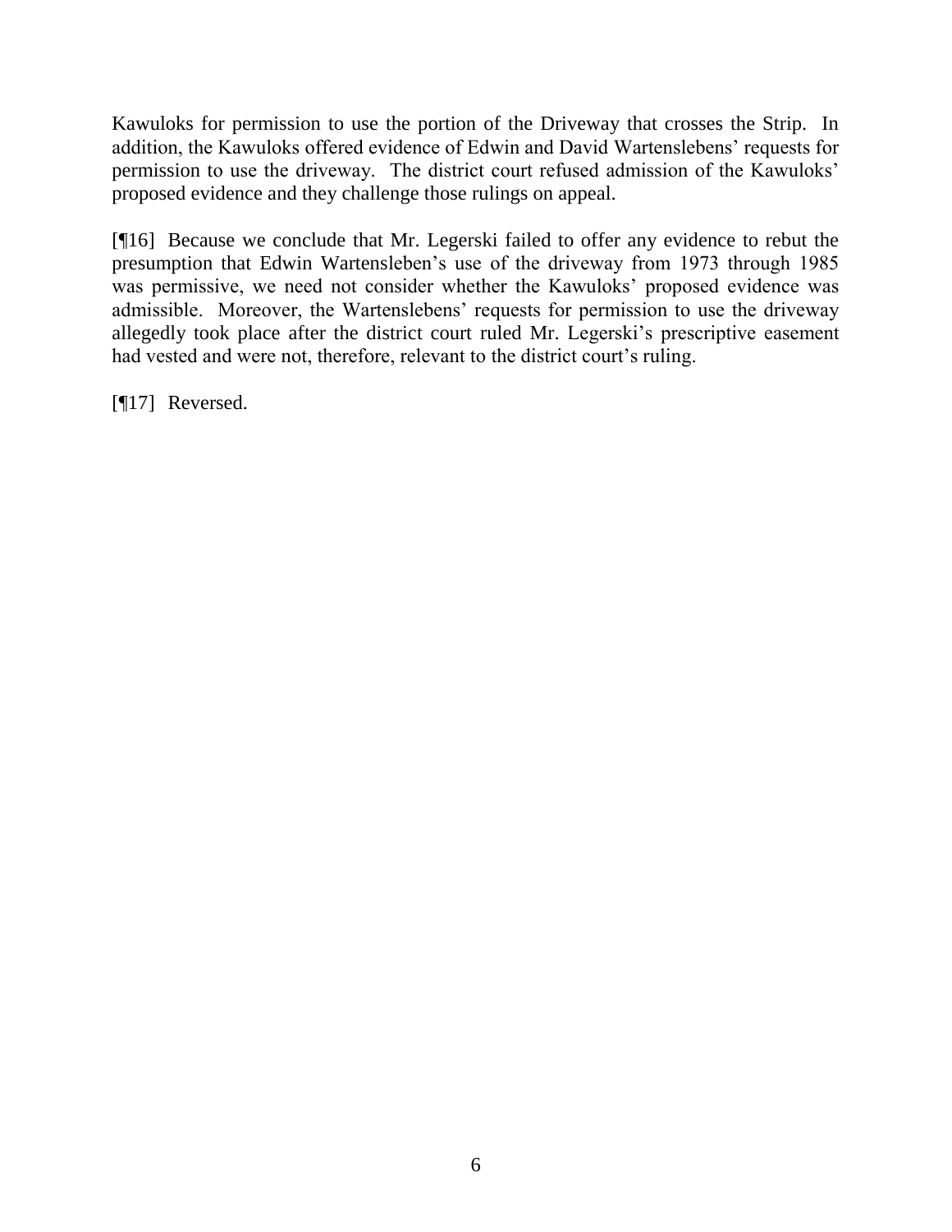Kawuloks for permission to use the portion of the Driveway that crosses the Strip. In addition, the Kawuloks offered evidence of Edwin and David Wartenslebens' requests for permission to use the driveway. The district court refused admission of the Kawuloks' proposed evidence and they challenge those rulings on appeal.

[¶16] Because we conclude that Mr. Legerski failed to offer any evidence to rebut the presumption that Edwin Wartensleben's use of the driveway from 1973 through 1985 was permissive, we need not consider whether the Kawuloks' proposed evidence was admissible. Moreover, the Wartenslebens' requests for permission to use the driveway allegedly took place after the district court ruled Mr. Legerski's prescriptive easement had vested and were not, therefore, relevant to the district court's ruling.

[¶17] Reversed.